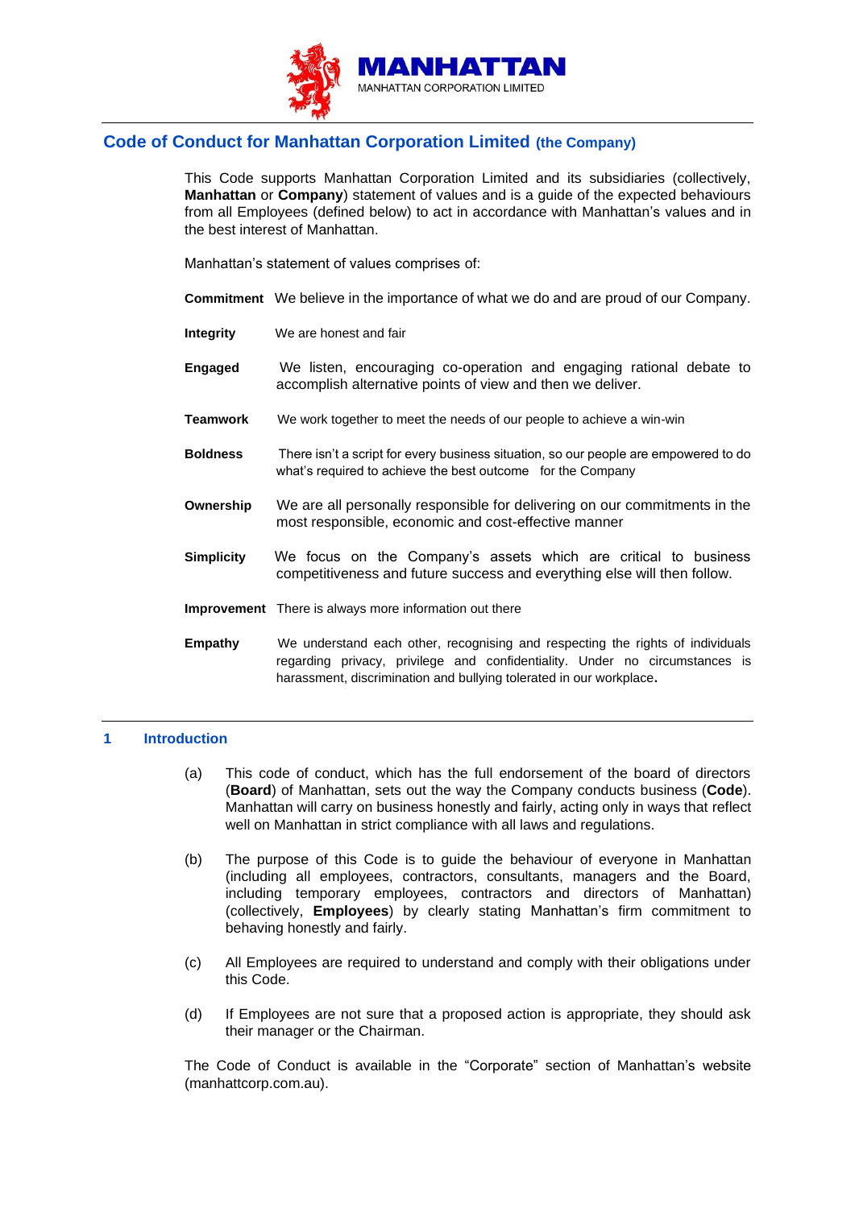MANHATTAN

MANHATTAN CORPORATION LIMITED

# Code of Conduct for Manhattan Corporation Limited (the Company)

This Code supports Manhattan Corporation Limited and its subsidiaries (collectively, **Manhattan** or **Company**) statement of values and is a guide of the expected behaviours from all Employees (defined below) to act in accordance with Manhattan's values and in the best interest of Manhattan.

Manhattan's statement of values comprises of:

**Commitment** We believe in the importance of what we do and are proud of our Company.

**Integrity** We are honest and fair

**Engaged** We listen, encouraging co-operation and engaging rational debate to accomplish alternative points of view and then we deliver.

**Teamwork** We work together to meet the needs of our people to achieve a win-win

**Boldness** There isn't a script for every business situation, so our people are empowered to do what's required to achieve the best outcome for the Company

**Ownership** We are all personally responsible for delivering on our commitments in the most responsible, economic and cost-effective manner

**Simplicity** We focus on the Company's assets which are critical to business competitiveness and future success and everything else will then follow.

**Improvement** There is always more information out there

**Empathy** We understand each other, recognising and respecting the rights of individuals regarding privacy, privilege and confidentiality. Under no circumstances is harassment, discrimination and bullying tolerated in our workplace.

## 1 Introduction

(a) This code of conduct, which has the full endorsement of the board of directors (**Board**) of Manhattan, sets out the way the Company conducts business (**Code**). Manhattan will carry on business honestly and fairly, acting only in ways that reflect well on Manhattan in strict compliance with all laws and regulations.

(b) The purpose of this Code is to guide the behaviour of everyone in Manhattan (including all employees, contractors, consultants, managers and the Board, including temporary employees, contractors and directors of Manhattan) (collectively, **Employees**) by clearly stating Manhattan's firm commitment to behaving honestly and fairly.

(c) All Employees are required to understand and comply with their obligations under this Code.

(d) If Employees are not sure that a proposed action is appropriate, they should ask their manager or the Chairman.

The Code of Conduct is available in the "Corporate" section of Manhattan's website (manhattcorp.com.au).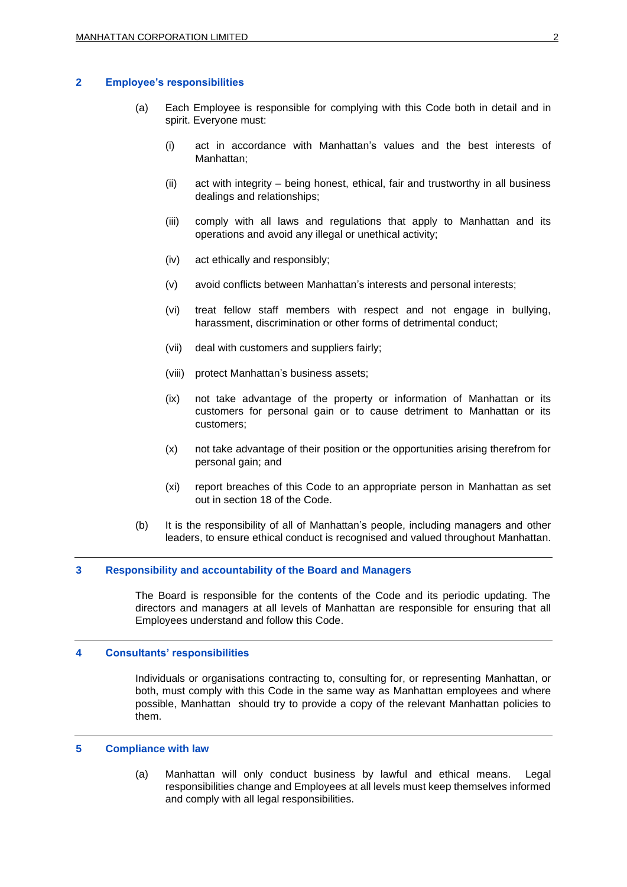## 2 Employee's responsibilities

(a) Each Employee is responsible for complying with this Code both in detail and in spirit. Everyone must:

- (i) act in accordance with Manhattan's values and the best interests of Manhattan;
- (ii) act with integrity – being honest, ethical, fair and trustworthy in all business dealings and relationships;
- (iii) comply with all laws and regulations that apply to Manhattan and its operations and avoid any illegal or unethical activity;
- (iv) act ethically and responsibly;
- (v) avoid conflicts between Manhattan's interests and personal interests;
- (vi) treat fellow staff members with respect and not engage in bullying, harassment, discrimination or other forms of detrimental conduct;
- (vii) deal with customers and suppliers fairly;
- (viii) protect Manhattan's business assets;
- (ix) not take advantage of the property or information of Manhattan or its customers for personal gain or to cause detriment to Manhattan or its customers;
- (x) not take advantage of their position or the opportunities arising therefrom for personal gain; and
- (xi) report breaches of this Code to an appropriate person in Manhattan as set out in section 18 of the Code.

(b) It is the responsibility of all of Manhattan's people, including managers and other leaders, to ensure ethical conduct is recognised and valued throughout Manhattan.

## 3 Responsibility and accountability of the Board and Managers

The Board is responsible for the contents of the Code and its periodic updating. The directors and managers at all levels of Manhattan are responsible for ensuring that all Employees understand and follow this Code.

## 4 Consultants' responsibilities

Individuals or organisations contracting to, consulting for, or representing Manhattan, or both, must comply with this Code in the same way as Manhattan employees and where possible, Manhattan should try to provide a copy of the relevant Manhattan policies to them.

## 5 Compliance with law

(a) Manhattan will only conduct business by lawful and ethical means. Legal responsibilities change and Employees at all levels must keep themselves informed and comply with all legal responsibilities.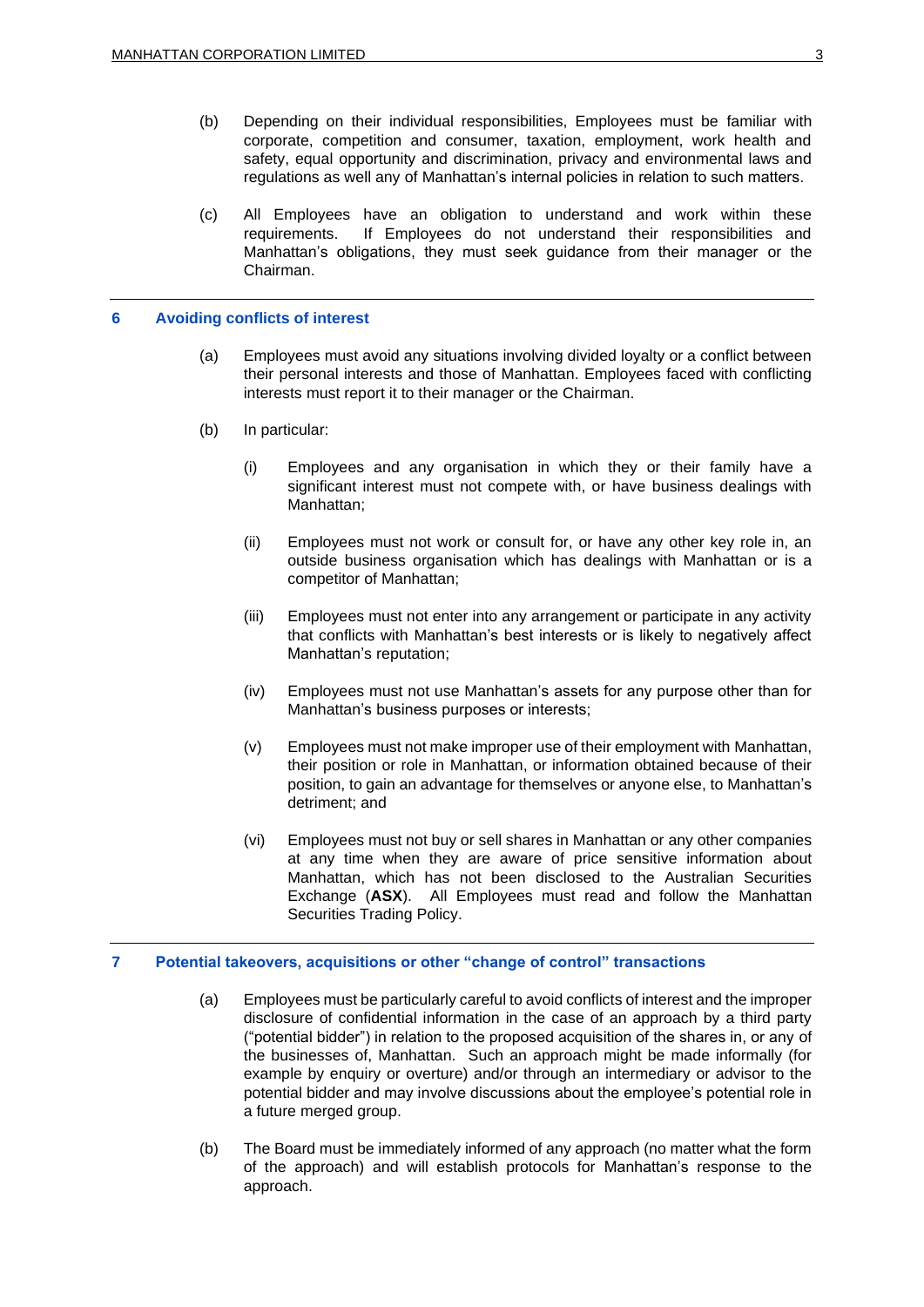(b) Depending on their individual responsibilities, Employees must be familiar with corporate, competition and consumer, taxation, employment, work health and safety, equal opportunity and discrimination, privacy and environmental laws and regulations as well any of Manhattan's internal policies in relation to such matters.

(c) All Employees have an obligation to understand and work within these requirements. If Employees do not understand their responsibilities and Manhattan's obligations, they must seek guidance from their manager or the Chairman.

## 6 Avoiding conflicts of interest

(a) Employees must avoid any situations involving divided loyalty or a conflict between their personal interests and those of Manhattan. Employees faced with conflicting interests must report it to their manager or the Chairman.

(b) In particular:

(i) Employees and any organisation in which they or their family have a significant interest must not compete with, or have business dealings with Manhattan;

(ii) Employees must not work or consult for, or have any other key role in, an outside business organisation which has dealings with Manhattan or is a competitor of Manhattan;

(iii) Employees must not enter into any arrangement or participate in any activity that conflicts with Manhattan's best interests or is likely to negatively affect Manhattan's reputation;

(iv) Employees must not use Manhattan's assets for any purpose other than for Manhattan's business purposes or interests;

(v) Employees must not make improper use of their employment with Manhattan, their position or role in Manhattan, or information obtained because of their position, to gain an advantage for themselves or anyone else, to Manhattan's detriment; and

(vi) Employees must not buy or sell shares in Manhattan or any other companies at any time when they are aware of price sensitive information about Manhattan, which has not been disclosed to the Australian Securities Exchange (**ASX**). All Employees must read and follow the Manhattan Securities Trading Policy.

## 7 Potential takeovers, acquisitions or other "change of control" transactions

(a) Employees must be particularly careful to avoid conflicts of interest and the improper disclosure of confidential information in the case of an approach by a third party ("potential bidder") in relation to the proposed acquisition of the shares in, or any of the businesses of, Manhattan. Such an approach might be made informally (for example by enquiry or overture) and/or through an intermediary or advisor to the potential bidder and may involve discussions about the employee's potential role in a future merged group.

(b) The Board must be immediately informed of any approach (no matter what the form of the approach) and will establish protocols for Manhattan's response to the approach.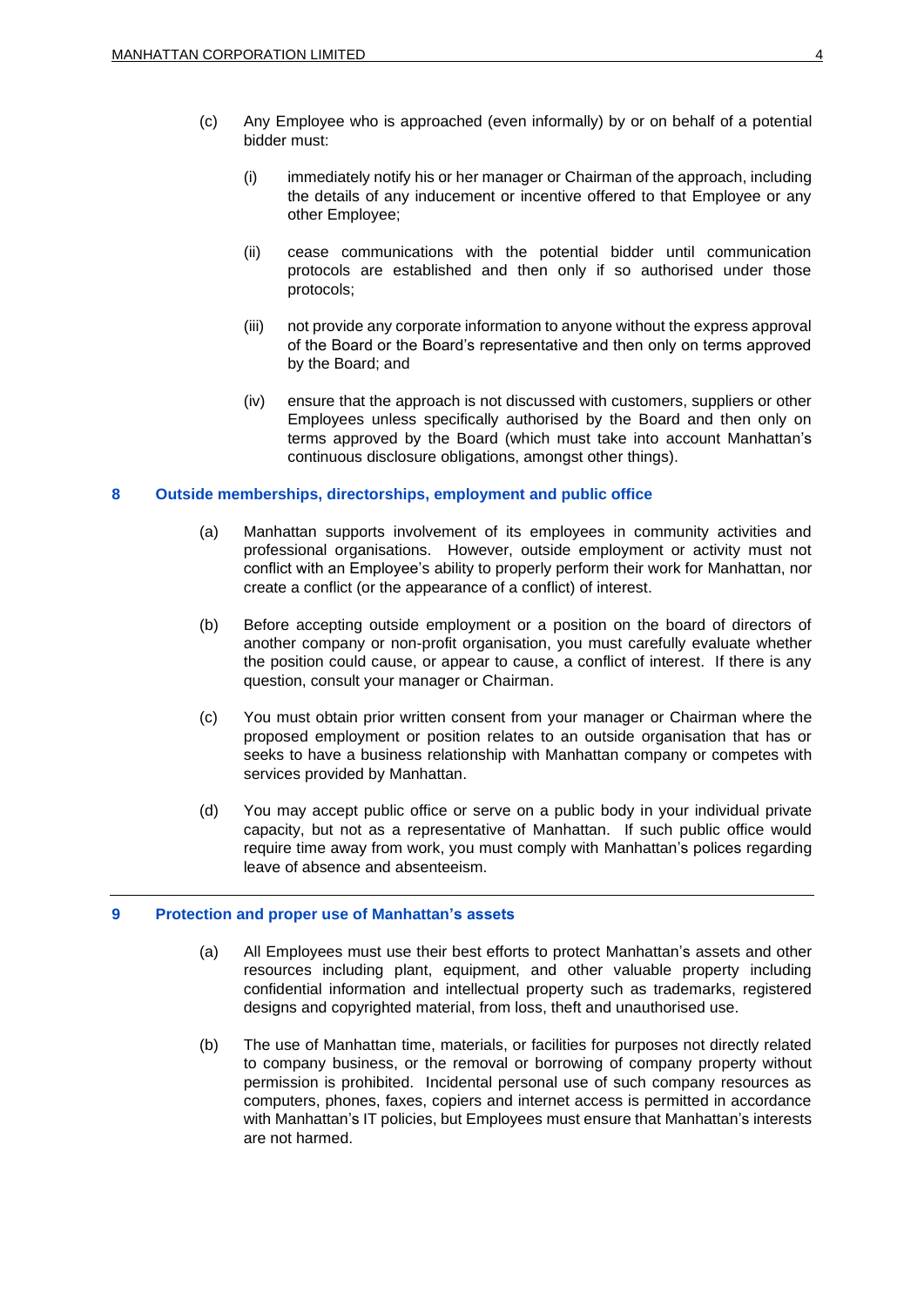(c) Any Employee who is approached (even informally) by or on behalf of a potential bidder must:

   (i) immediately notify his or her manager or Chairman of the approach, including the details of any inducement or incentive offered to that Employee or any other Employee;

   (ii) cease communications with the potential bidder until communication protocols are established and then only if so authorised under those protocols;

   (iii) not provide any corporate information to anyone without the express approval of the Board or the Board's representative and then only on terms approved by the Board; and

   (iv) ensure that the approach is not discussed with customers, suppliers or other Employees unless specifically authorised by the Board and then only on terms approved by the Board (which must take into account Manhattan's continuous disclosure obligations, amongst other things).

## 8 Outside memberships, directorships, employment and public office

(a) Manhattan supports involvement of its employees in community activities and professional organisations. However, outside employment or activity must not conflict with an Employee's ability to properly perform their work for Manhattan, nor create a conflict (or the appearance of a conflict) of interest.

(b) Before accepting outside employment or a position on the board of directors of another company or non-profit organisation, you must carefully evaluate whether the position could cause, or appear to cause, a conflict of interest. If there is any question, consult your manager or Chairman.

(c) You must obtain prior written consent from your manager or Chairman where the proposed employment or position relates to an outside organisation that has or seeks to have a business relationship with Manhattan company or competes with services provided by Manhattan.

(d) You may accept public office or serve on a public body in your individual private capacity, but not as a representative of Manhattan. If such public office would require time away from work, you must comply with Manhattan's polices regarding leave of absence and absenteeism.

## 9 Protection and proper use of Manhattan's assets

(a) All Employees must use their best efforts to protect Manhattan's assets and other resources including plant, equipment, and other valuable property including confidential information and intellectual property such as trademarks, registered designs and copyrighted material, from loss, theft and unauthorised use.

(b) The use of Manhattan time, materials, or facilities for purposes not directly related to company business, or the removal or borrowing of company property without permission is prohibited. Incidental personal use of such company resources as computers, phones, faxes, copiers and internet access is permitted in accordance with Manhattan's IT policies, but Employees must ensure that Manhattan's interests are not harmed.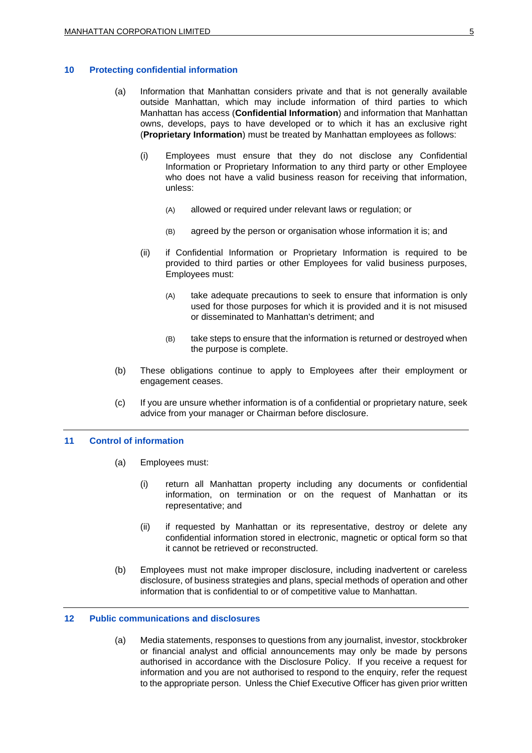## 10 Protecting confidential information

(a) Information that Manhattan considers private and that is not generally available outside Manhattan, which may include information of third parties to which Manhattan has access (**Confidential Information**) and information that Manhattan owns, develops, pays to have developed or to which it has an exclusive right (**Proprietary Information**) must be treated by Manhattan employees as follows:

(i) Employees must ensure that they do not disclose any Confidential Information or Proprietary Information to any third party or other Employee who does not have a valid business reason for receiving that information, unless:

(A) allowed or required under relevant laws or regulation; or

(B) agreed by the person or organisation whose information it is; and

(ii) if Confidential Information or Proprietary Information is required to be provided to third parties or other Employees for valid business purposes, Employees must:

(A) take adequate precautions to seek to ensure that information is only used for those purposes for which it is provided and it is not misused or disseminated to Manhattan's detriment; and

(B) take steps to ensure that the information is returned or destroyed when the purpose is complete.

(b) These obligations continue to apply to Employees after their employment or engagement ceases.

(c) If you are unsure whether information is of a confidential or proprietary nature, seek advice from your manager or Chairman before disclosure.

## 11 Control of information

(a) Employees must:

(i) return all Manhattan property including any documents or confidential information, on termination or on the request of Manhattan or its representative; and

(ii) if requested by Manhattan or its representative, destroy or delete any confidential information stored in electronic, magnetic or optical form so that it cannot be retrieved or reconstructed.

(b) Employees must not make improper disclosure, including inadvertent or careless disclosure, of business strategies and plans, special methods of operation and other information that is confidential to or of competitive value to Manhattan.

## 12 Public communications and disclosures

(a) Media statements, responses to questions from any journalist, investor, stockbroker or financial analyst and official announcements may only be made by persons authorised in accordance with the Disclosure Policy. If you receive a request for information and you are not authorised to respond to the enquiry, refer the request to the appropriate person. Unless the Chief Executive Officer has given prior written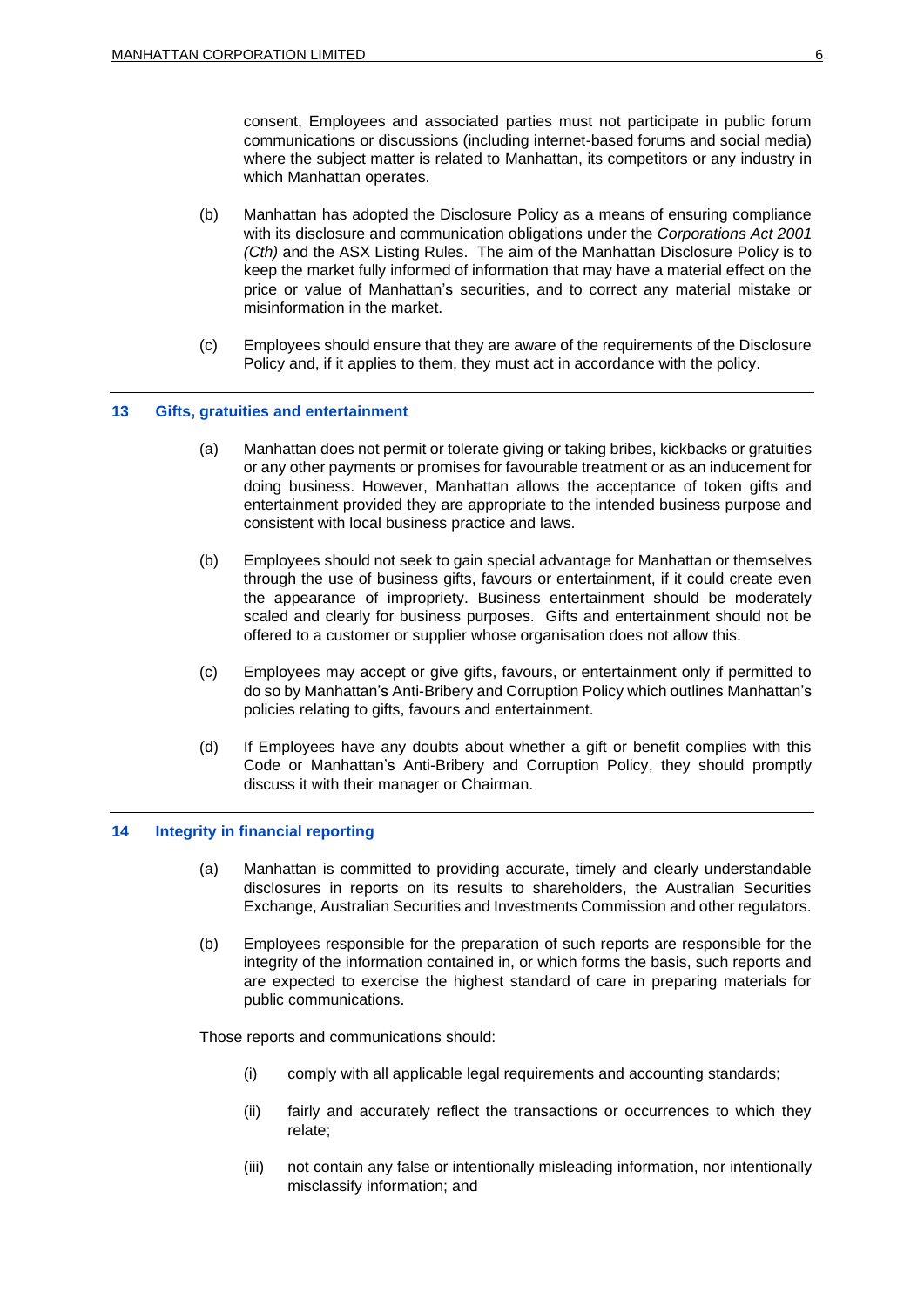consent, Employees and associated parties must not participate in public forum communications or discussions (including internet-based forums and social media) where the subject matter is related to Manhattan, its competitors or any industry in which Manhattan operates.

(b) Manhattan has adopted the Disclosure Policy as a means of ensuring compliance with its disclosure and communication obligations under the *Corporations Act 2001 (Cth)* and the ASX Listing Rules. The aim of the Manhattan Disclosure Policy is to keep the market fully informed of information that may have a material effect on the price or value of Manhattan's securities, and to correct any material mistake or misinformation in the market.

(c) Employees should ensure that they are aware of the requirements of the Disclosure Policy and, if it applies to them, they must act in accordance with the policy.

## 13 Gifts, gratuities and entertainment

(a) Manhattan does not permit or tolerate giving or taking bribes, kickbacks or gratuities or any other payments or promises for favourable treatment or as an inducement for doing business. However, Manhattan allows the acceptance of token gifts and entertainment provided they are appropriate to the intended business purpose and consistent with local business practice and laws.

(b) Employees should not seek to gain special advantage for Manhattan or themselves through the use of business gifts, favours or entertainment, if it could create even the appearance of impropriety. Business entertainment should be moderately scaled and clearly for business purposes. Gifts and entertainment should not be offered to a customer or supplier whose organisation does not allow this.

(c) Employees may accept or give gifts, favours, or entertainment only if permitted to do so by Manhattan's Anti-Bribery and Corruption Policy which outlines Manhattan's policies relating to gifts, favours and entertainment.

(d) If Employees have any doubts about whether a gift or benefit complies with this Code or Manhattan's Anti-Bribery and Corruption Policy, they should promptly discuss it with their manager or Chairman.

## 14 Integrity in financial reporting

(a) Manhattan is committed to providing accurate, timely and clearly understandable disclosures in reports on its results to shareholders, the Australian Securities Exchange, Australian Securities and Investments Commission and other regulators.

(b) Employees responsible for the preparation of such reports are responsible for the integrity of the information contained in, or which forms the basis, such reports and are expected to exercise the highest standard of care in preparing materials for public communications.

Those reports and communications should:

(i) comply with all applicable legal requirements and accounting standards;

(ii) fairly and accurately reflect the transactions or occurrences to which they relate;

(iii) not contain any false or intentionally misleading information, nor intentionally misclassify information; and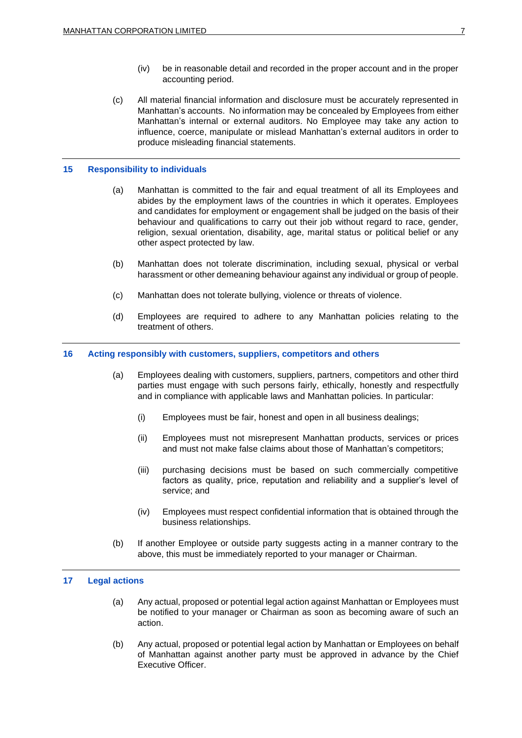(iv) be in reasonable detail and recorded in the proper account and in the proper accounting period.

(c) All material financial information and disclosure must be accurately represented in Manhattan's accounts. No information may be concealed by Employees from either Manhattan's internal or external auditors. No Employee may take any action to influence, coerce, manipulate or mislead Manhattan's external auditors in order to produce misleading financial statements.

## 15 Responsibility to individuals

(a) Manhattan is committed to the fair and equal treatment of all its Employees and abides by the employment laws of the countries in which it operates. Employees and candidates for employment or engagement shall be judged on the basis of their behaviour and qualifications to carry out their job without regard to race, gender, religion, sexual orientation, disability, age, marital status or political belief or any other aspect protected by law.

(b) Manhattan does not tolerate discrimination, including sexual, physical or verbal harassment or other demeaning behaviour against any individual or group of people.

(c) Manhattan does not tolerate bullying, violence or threats of violence.

(d) Employees are required to adhere to any Manhattan policies relating to the treatment of others.

## 16 Acting responsibly with customers, suppliers, competitors and others

(a) Employees dealing with customers, suppliers, partners, competitors and other third parties must engage with such persons fairly, ethically, honestly and respectfully and in compliance with applicable laws and Manhattan policies. In particular:

   (i) Employees must be fair, honest and open in all business dealings;

   (ii) Employees must not misrepresent Manhattan products, services or prices and must not make false claims about those of Manhattan's competitors;

   (iii) purchasing decisions must be based on such commercially competitive factors as quality, price, reputation and reliability and a supplier's level of service; and

   (iv) Employees must respect confidential information that is obtained through the business relationships.

(b) If another Employee or outside party suggests acting in a manner contrary to the above, this must be immediately reported to your manager or Chairman.

## 17 Legal actions

(a) Any actual, proposed or potential legal action against Manhattan or Employees must be notified to your manager or Chairman as soon as becoming aware of such an action.

(b) Any actual, proposed or potential legal action by Manhattan or Employees on behalf of Manhattan against another party must be approved in advance by the Chief Executive Officer.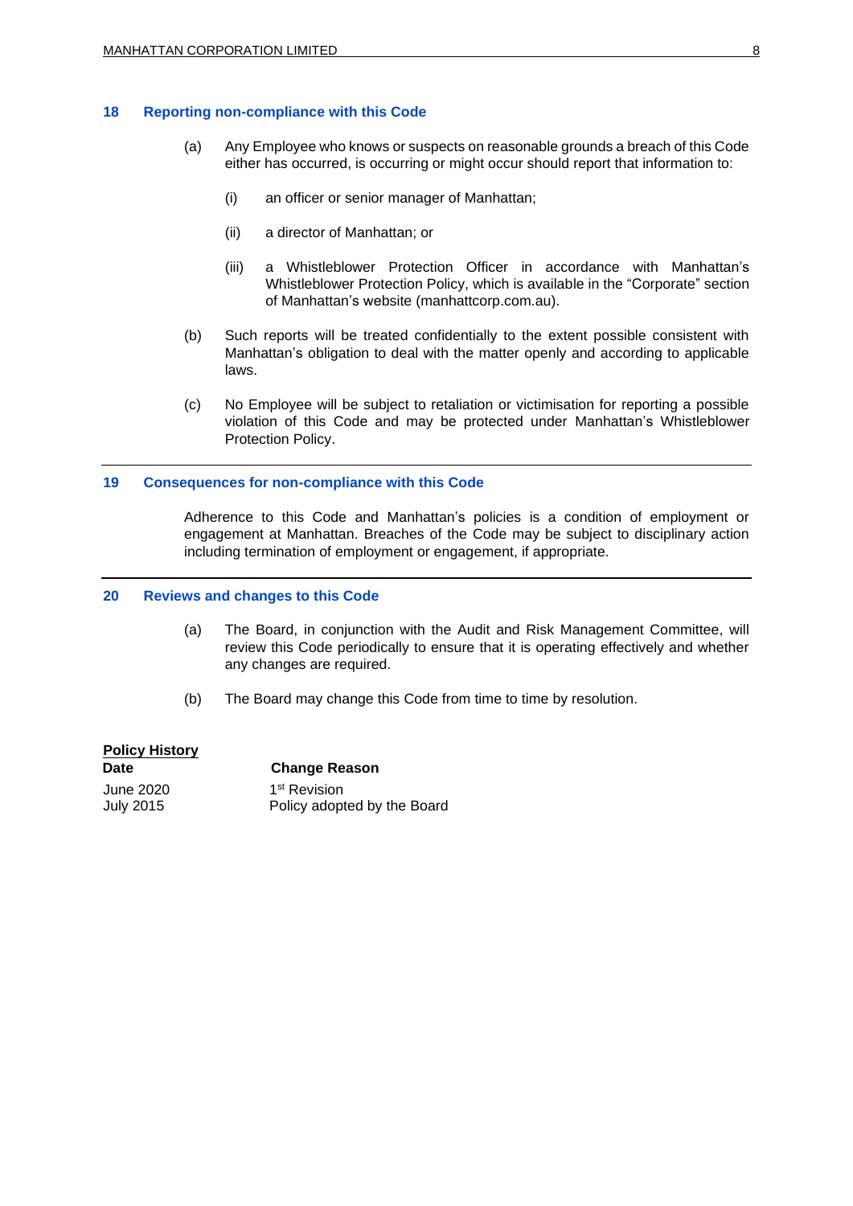## 18 Reporting non-compliance with this Code

(a) Any Employee who knows or suspects on reasonable grounds a breach of this Code either has occurred, is occurring or might occur should report that information to:

(i) an officer or senior manager of Manhattan;

(ii) a director of Manhattan; or

(iii) a Whistleblower Protection Officer in accordance with Manhattan's Whistleblower Protection Policy, which is available in the "Corporate" section of Manhattan's website (manhattcorp.com.au).

(b) Such reports will be treated confidentially to the extent possible consistent with Manhattan's obligation to deal with the matter openly and according to applicable laws.

(c) No Employee will be subject to retaliation or victimisation for reporting a possible violation of this Code and may be protected under Manhattan's Whistleblower Protection Policy.

## 19 Consequences for non-compliance with this Code

Adherence to this Code and Manhattan's policies is a condition of employment or engagement at Manhattan. Breaches of the Code may be subject to disciplinary action including termination of employment or engagement, if appropriate.

## 20 Reviews and changes to this Code

(a) The Board, in conjunction with the Audit and Risk Management Committee, will review this Code periodically to ensure that it is operating effectively and whether any changes are required.

(b) The Board may change this Code from time to time by resolution.

**Policy History**

| Date | Change Reason |
| --- | --- |
| June 2020 | 1st Revision |
| July 2015 | Policy adopted by the Board |